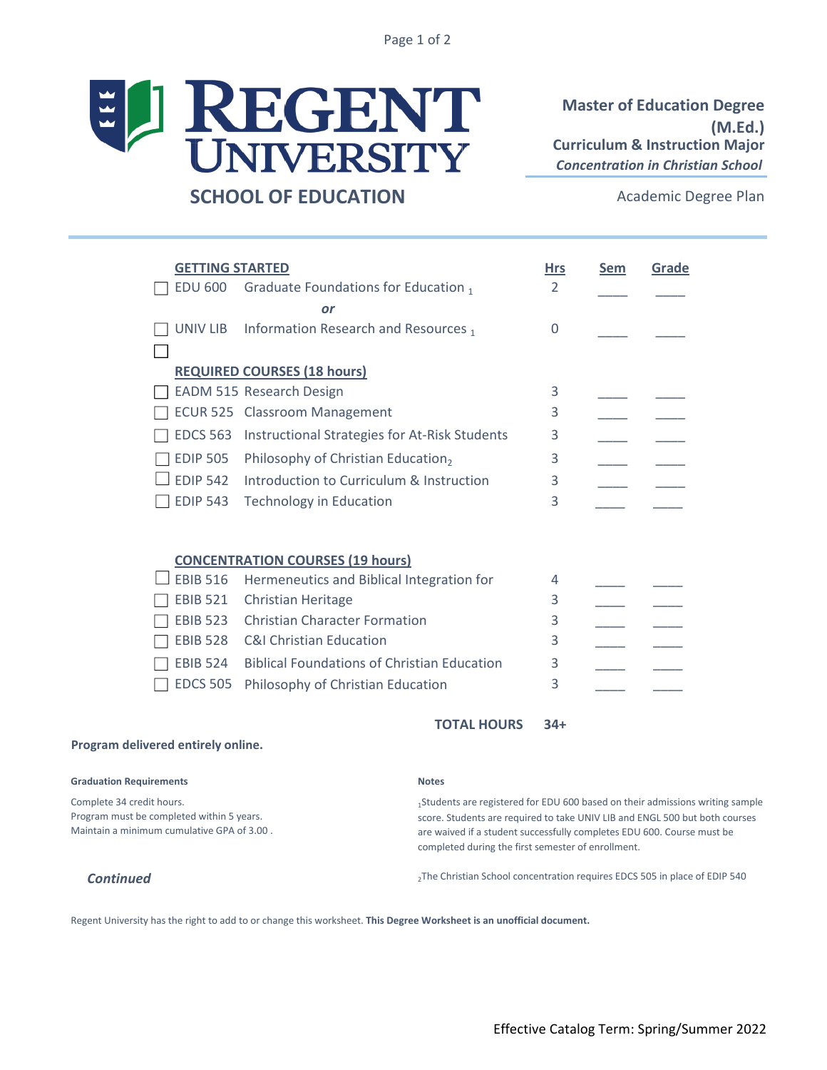# REGENT UNIVERSITY

## SCHOOL OF EDUCATION

**Master of Education Degree (M.Ed.)**
**Curriculum & Instruction Major**
***Concentration in Christian School***

Academic Degree Plan

| | Course | Title | Hrs | Sem | Grade |
|---|---|---|---|---|---|
| | **GETTING STARTED** | | | | |
| ☐ | EDU 600 | Graduate Foundations for Education [1] | 2 | ____ | ____ |
| | | *or* | | | |
| ☐ | UNIV LIB | Information Research and Resources [1] | 0 | ____ | ____ |
| ☐ | | | | | |
| | **REQUIRED COURSES (18 hours)** | | | | |
| ☐ | EADM 515 | Research Design | 3 | ____ | ____ |
| ☐ | ECUR 525 | Classroom Management | 3 | ____ | ____ |
| ☐ | EDCS 563 | Instructional Strategies for At-Risk Students | 3 | ____ | ____ |
| ☐ | EDIP 505 | Philosophy of Christian Education[2] | 3 | ____ | ____ |
| ☐ | EDIP 542 | Introduction to Curriculum & Instruction | 3 | ____ | ____ |
| ☐ | EDIP 543 | Technology in Education | 3 | ____ | ____ |
| | **CONCENTRATION COURSES (19 hours)** | | | | |
| ☐ | EBIB 516 | Hermeneutics and Biblical Integration for | 4 | ____ | ____ |
| ☐ | EBIB 521 | Christian Heritage | 3 | ____ | ____ |
| ☐ | EBIB 523 | Christian Character Formation | 3 | ____ | ____ |
| ☐ | EBIB 528 | C&I Christian Education | 3 | ____ | ____ |
| ☐ | EBIB 524 | Biblical Foundations of Christian Education | 3 | ____ | ____ |
| ☐ | EDCS 505 | Philosophy of Christian Education | 3 | ____ | ____ |
| | | **TOTAL HOURS** | **34+** | | |

**Program delivered entirely online.**

**Graduation Requirements**

Complete 34 credit hours.
Program must be completed within 5 years.
Maintain a minimum cumulative GPA of 3.00 .

**Notes**

[1]Students are registered for EDU 600 based on their admissions writing sample score. Students are required to take UNIV LIB and ENGL 500 but both courses are waived if a student successfully completes EDU 600. Course must be completed during the first semester of enrollment.

[2]The Christian School concentration requires EDCS 505 in place of EDIP 540

***Continued***

Regent University has the right to add to or change this worksheet. **This Degree Worksheet is an unofficial document.**

Effective Catalog Term: Spring/Summer 2022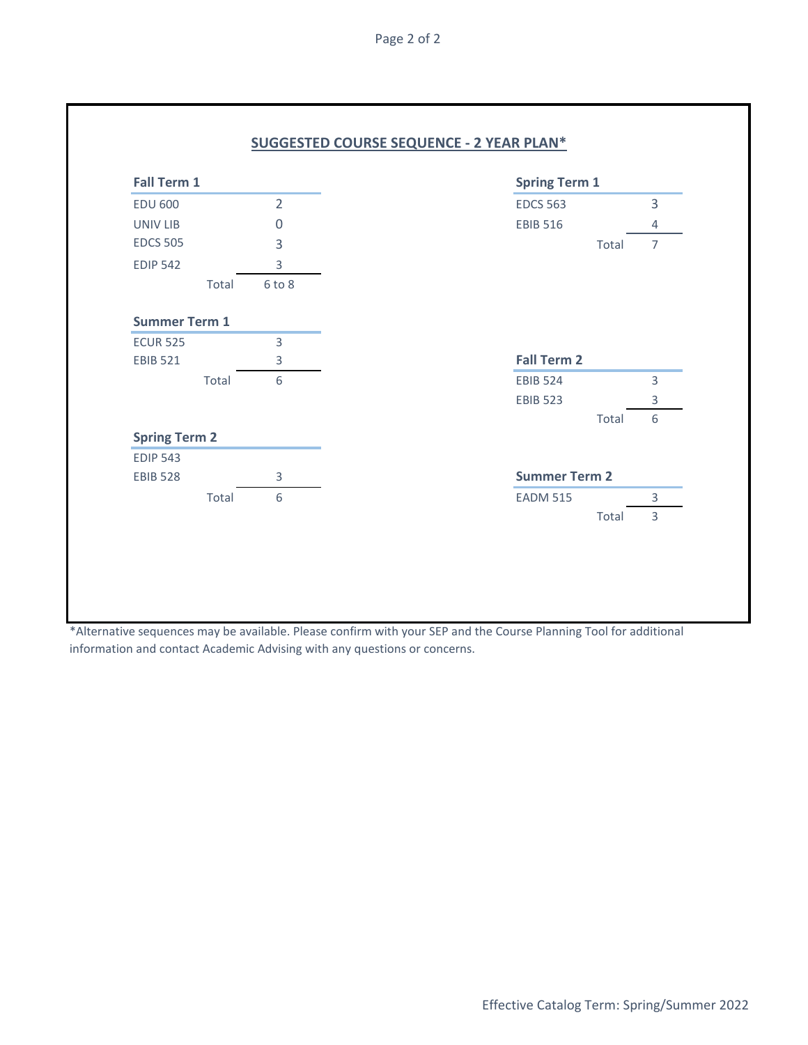## SUGGESTED COURSE SEQUENCE - 2 YEAR PLAN*

### Fall Term 1

| | |
|---|---|
| EDU 600 | 2 |
| UNIV LIB | 0 |
| EDCS 505 | 3 |
| EDIP 542 | 3 |
| Total | 6 to 8 |

### Spring Term 1

| | |
|---|---|
| EDCS 563 | 3 |
| EBIB 516 | 4 |
| Total | 7 |

### Summer Term 1

| | |
|---|---|
| ECUR 525 | 3 |
| EBIB 521 | 3 |
| Total | 6 |

### Fall Term 2

| | |
|---|---|
| EBIB 524 | 3 |
| EBIB 523 | 3 |
| Total | 6 |

### Spring Term 2

| | |
|---|---|
| EDIP 543 | |
| EBIB 528 | 3 |
| Total | 6 |

### Summer Term 2

| | |
|---|---|
| EADM 515 | 3 |
| Total | 3 |

*Alternative sequences may be available. Please confirm with your SEP and the Course Planning Tool for additional information and contact Academic Advising with any questions or concerns.

Effective Catalog Term: Spring/Summer 2022